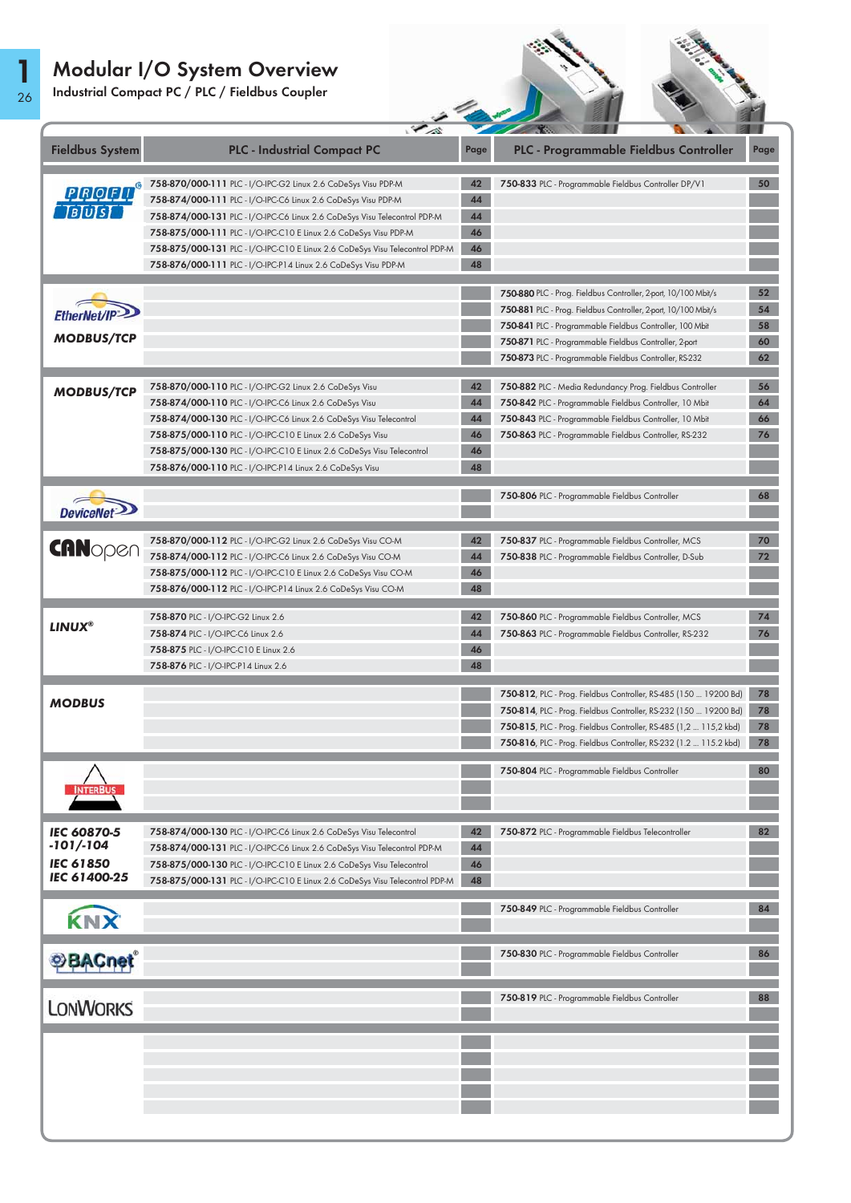# Modular I/O System Overview

## Industrial Compact PC / PLC / Fieldbus Coupler

| Fieldbus System | PLC - Industrial Compact PC | Page | PLC - Programmable Fieldbus Controller | Page |
|---|---|---|---|---|
| PROFIBUS | **758-870/000-111** PLC - I/O-IPC-G2 Linux 2.6 CoDeSys Visu PDP-M | 42 | **750-833** PLC - Programmable Fieldbus Controller DP/V1 | 50 |
| | **758-874/000-111** PLC - I/O-IPC-C6 Linux 2.6 CoDeSys Visu PDP-M | 44 | | |
| | **758-874/000-131** PLC - I/O-IPC-C6 Linux 2.6 CoDeSys Visu Telecontrol PDP-M | 44 | | |
| | **758-875/000-111** PLC - I/O-IPC-C10 E Linux 2.6 CoDeSys Visu PDP-M | 46 | | |
| | **758-875/000-131** PLC - I/O-IPC-C10 E Linux 2.6 CoDeSys Visu Telecontrol PDP-M | 46 | | |
| | **758-876/000-111** PLC - I/O-IPC-P14 Linux 2.6 CoDeSys Visu PDP-M | 48 | | |
| EtherNet/IP MODBUS/TCP | | | **750-880** PLC - Prog. Fieldbus Controller, 2-port, 10/100 Mbit/s | 52 |
| | | | **750-881** PLC - Prog. Fieldbus Controller, 2-port, 10/100 Mbit/s | 54 |
| | | | **750-841** PLC - Programmable Fieldbus Controller, 100 Mbit | 58 |
| | | | **750-871** PLC - Programmable Fieldbus Controller, 2-port | 60 |
| | | | **750-873** PLC - Programmable Fieldbus Controller, RS-232 | 62 |
| MODBUS/TCP | **758-870/000-110** PLC - I/O-IPC-G2 Linux 2.6 CoDeSys Visu | 42 | **750-882** PLC - Media Redundancy Prog. Fieldbus Controller | 56 |
| | **758-874/000-110** PLC - I/O-IPC-C6 Linux 2.6 CoDeSys Visu | 44 | **750-842** PLC - Programmable Fieldbus Controller, 10 Mbit | 64 |
| | **758-874/000-130** PLC - I/O-IPC-C6 Linux 2.6 CoDeSys Visu Telecontrol | 44 | **750-843** PLC - Programmable Fieldbus Controller, 10 Mbit | 66 |
| | **758-875/000-110** PLC - I/O-IPC-C10 E Linux 2.6 CoDeSys Visu | 46 | **750-863** PLC - Programmable Fieldbus Controller, RS-232 | 76 |
| | **758-875/000-130** PLC - I/O-IPC-C10 E Linux 2.6 CoDeSys Visu Telecontrol | 46 | | |
| | **758-876/000-110** PLC - I/O-IPC-P14 Linux 2.6 CoDeSys Visu | 48 | | |
| DeviceNet | | | **750-806** PLC - Programmable Fieldbus Controller | 68 |
| CANopen | **758-870/000-112** PLC - I/O-IPC-G2 Linux 2.6 CoDeSys Visu CO-M | 42 | **750-837** PLC - Programmable Fieldbus Controller, MCS | 70 |
| | **758-874/000-112** PLC - I/O-IPC-C6 Linux 2.6 CoDeSys Visu CO-M | 44 | **750-838** PLC - Programmable Fieldbus Controller, D-Sub | 72 |
| | **758-875/000-112** PLC - I/O-IPC-C10 E Linux 2.6 CoDeSys Visu CO-M | 46 | | |
| | **758-876/000-112** PLC - I/O-IPC-P14 Linux 2.6 CoDeSys Visu CO-M | 48 | | |
| LINUX® | **758-870** PLC - I/O-IPC-G2 Linux 2.6 | 42 | **750-860** PLC - Programmable Fieldbus Controller, MCS | 74 |
| | **758-874** PLC - I/O-IPC-C6 Linux 2.6 | 44 | **750-863** PLC - Programmable Fieldbus Controller, RS-232 | 76 |
| | **758-875** PLC - I/O-IPC-C10 E Linux 2.6 | 46 | | |
| | **758-876** PLC - I/O-IPC-P14 Linux 2.6 | 48 | | |
| MODBUS | | | **750-812**, PLC - Prog. Fieldbus Controller, RS-485 (150 ... 19200 Bd) | 78 |
| | | | **750-814**, PLC - Prog. Fieldbus Controller, RS-232 (150 ... 19200 Bd) | 78 |
| | | | **750-815**, PLC - Prog. Fieldbus Controller, RS-485 (1,2 ... 115,2 kbd) | 78 |
| | | | **750-816**, PLC - Prog. Fieldbus Controller, RS-232 (1.2 ... 115.2 kbd) | 78 |
| INTERBUS | | | **750-804** PLC - Programmable Fieldbus Controller | 80 |
| IEC 60870-5 -101/-104 IEC 61850 IEC 61400-25 | **758-874/000-130** PLC - I/O-IPC-C6 Linux 2.6 CoDeSys Visu Telecontrol | 42 | **750-872** PLC - Programmable Fieldbus Telecontroller | 82 |
| | **758-874/000-131** PLC - I/O-IPC-C6 Linux 2.6 CoDeSys Visu Telecontrol PDP-M | 44 | | |
| | **758-875/000-130** PLC - I/O-IPC-C10 E Linux 2.6 CoDeSys Visu Telecontrol | 46 | | |
| | **758-875/000-131** PLC - I/O-IPC-C10 E Linux 2.6 CoDeSys Visu Telecontrol PDP-M | 48 | | |
| KNX | | | **750-849** PLC - Programmable Fieldbus Controller | 84 |
| BACnet® | | | **750-830** PLC - Programmable Fieldbus Controller | 86 |
| LONWORKS | | | **750-819** PLC - Programmable Fieldbus Controller | 88 |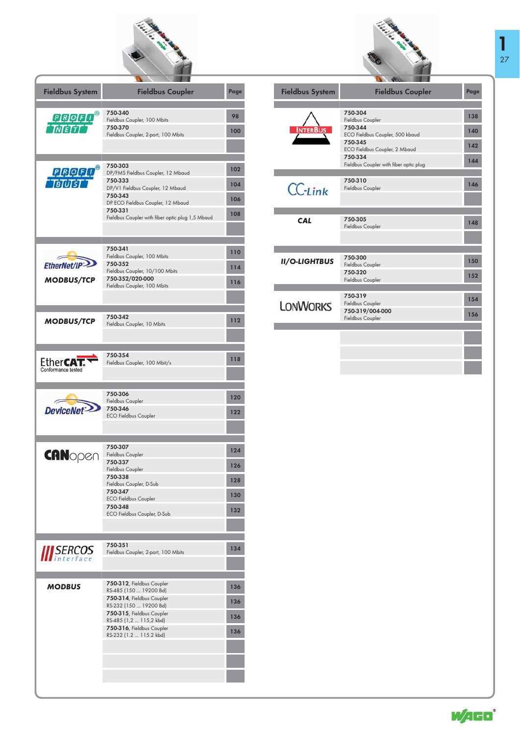| Fieldbus System | Fieldbus Coupler | Page |
|---|---|---|
| PROFINET | 750-340 Fieldbus Coupler, 100 Mbits | 98 |
| | 750-370 Fieldbus Coupler, 2-port, 100 Mbits | 100 |
| PROFIBUS | 750-303 DP/FMS Fieldbus Coupler, 12 Mbaud | 102 |
| | 750-333 DP/V1 Fieldbus Coupler, 12 Mbaud | 104 |
| | 750-343 DP ECO Fieldbus Coupler, 12 Mbaud | 106 |
| | 750-331 Fieldbus Coupler with fiber optic plug 1,5 Mbaud | 108 |
| EtherNet/IP / MODBUS/TCP | 750-341 Fieldbus Coupler, 100 Mbits | 110 |
| | 750-352 Fieldbus Coupler, 10/100 Mbits | 114 |
| | 750-352/020-000 Fieldbus Coupler, 100 Mbits | 116 |
| MODBUS/TCP | 750-342 Fieldbus Coupler, 10 Mbits | 112 |
| EtherCAT (Conformance tested) | 750-354 Fieldbus Coupler, 100 Mbit/s | 118 |
| DeviceNet | 750-306 Fieldbus Coupler | 120 |
| | 750-346 ECO Fieldbus Coupler | 122 |
| CANopen | 750-307 Fieldbus Coupler | 124 |
| | 750-337 Fieldbus Coupler | 126 |
| | 750-338 Fieldbus Coupler, D-Sub | 128 |
| | 750-347 ECO Fieldbus Coupler | 130 |
| | 750-348 ECO Fieldbus Coupler, D-Sub | 132 |
| SERCOS interface | 750-351 Fieldbus Coupler, 2-port, 100 Mbits | 134 |
| MODBUS | 750-312, Fieldbus Coupler RS-485 (150 ... 19200 Bd) | 136 |
| | 750-314, Fieldbus Coupler RS-232 (150 ... 19200 Bd) | 136 |
| | 750-315, Fieldbus Coupler RS-485 (1,2 ... 115,2 kbd) | 136 |
| | 750-316, Fieldbus Coupler RS-232 (1.2 ... 115.2 kbd) | 136 |

| Fieldbus System | Fieldbus Coupler | Page |
|---|---|---|
| INTERBUS | 750-304 Fieldbus Coupler | 138 |
| | 750-344 ECO Fieldbus Coupler, 500 kbaud | 140 |
| | 750-345 ECO Fieldbus Coupler, 2 Mbaud | 142 |
| | 750-334 Fieldbus Coupler with fiber optic plug | 144 |
| CC-Link | 750-310 Fieldbus Coupler | 146 |
| CAL | 750-305 Fieldbus Coupler | 148 |
| II/O-LIGHTBUS | 750-300 Fieldbus Coupler | 150 |
| | 750-320 Fieldbus Coupler | 152 |
| LONWORKS | 750-319 Fieldbus Coupler | 154 |
| | 750-319/004-000 Fieldbus Coupler | 156 |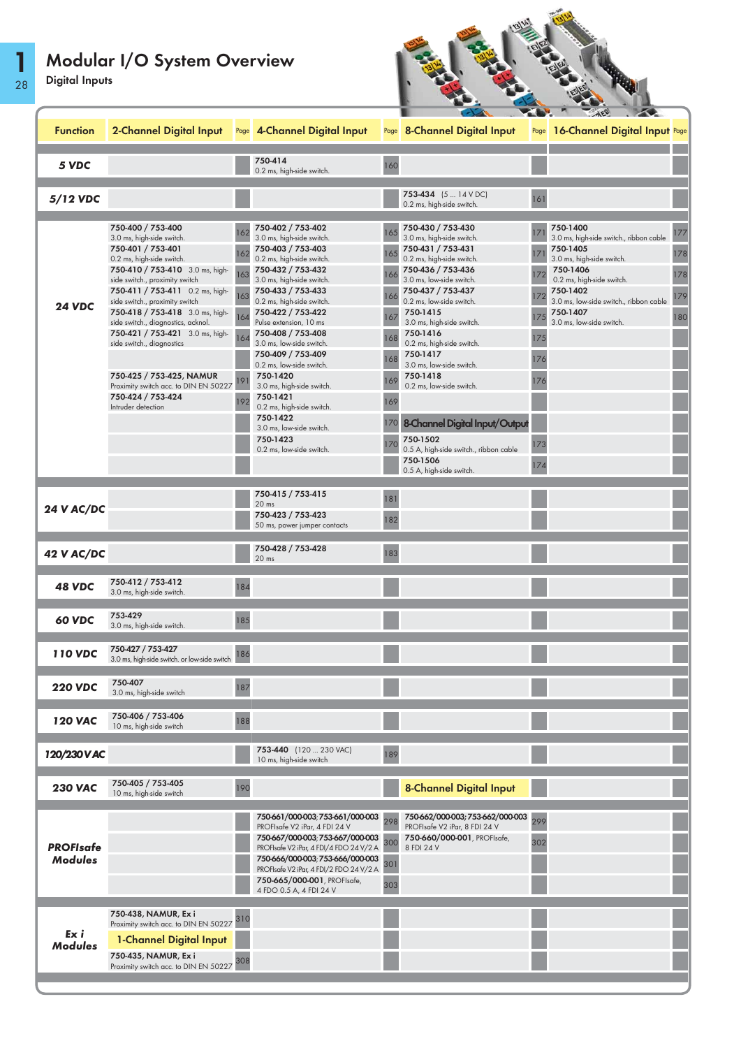# Modular I/O System Overview

## Digital Inputs

| Function | 2-Channel Digital Input | Page | 4-Channel Digital Input | Page | 8-Channel Digital Input | Page | 16-Channel Digital Input | Page |
|---|---|---|---|---|---|---|---|---|
| **5 VDC** | | | **750-414** 0.2 ms, high-side switch. | 160 | | | | |
| **5/12 VDC** | | | | | **753-434** (5 ... 14 V DC) 0.2 ms, high-side switch. | 161 | | |
| **24 VDC** | **750-400 / 753-400** 3.0 ms, high-side switch. | 162 | **750-402 / 753-402** 3.0 ms, high-side switch. | 165 | **750-430 / 753-430** 3.0 ms, high-side switch. | 171 | **750-1400** 3.0 ms, high-side switch., ribbon cable | 177 |
| | **750-401 / 753-401** 0.2 ms, high-side switch. | 162 | **750-403 / 753-403** 0.2 ms, high-side switch. | 165 | **750-431 / 753-431** 0.2 ms, high-side switch. | 171 | **750-1405** 3.0 ms, high-side switch. | 178 |
| | **750-410 / 753-410** 3.0 ms, high-side switch., proximity switch | 163 | **750-432 / 753-432** 3.0 ms, high-side switch. | 166 | **750-436 / 753-436** 3.0 ms, low-side switch. | 172 | **750-1406** 0.2 ms, high-side switch. | 178 |
| | **750-411 / 753-411** 0.2 ms, high-side switch., proximity switch | 163 | **750-433 / 753-433** 0.2 ms, high-side switch. | 166 | **750-437 / 753-437** 0.2 ms, low-side switch. | 172 | **750-1402** 3.0 ms, low-side switch., ribbon cable | 179 |
| | **750-418 / 753-418** 3.0 ms, high-side switch., diagnostics, acknol. | 164 | **750-422 / 753-422** Pulse extension, 10 ms | 167 | **750-1415** 3.0 ms, high-side switch. | 175 | **750-1407** 3.0 ms, low-side switch. | 180 |
| | **750-421 / 753-421** 3.0 ms, high-side switch., diagnostics | 164 | **750-408 / 753-408** 3.0 ms, low-side switch. | 168 | **750-1416** 0.2 ms, high-side switch. | 175 | | |
| | | | **750-409 / 753-409** 0.2 ms, low-side switch. | 168 | **750-1417** 3.0 ms, low-side switch. | 176 | | |
| | **750-425 / 753-425, NAMUR** Proximity switch acc. to DIN EN 50227 | 191 | **750-1420** 3.0 ms, high-side switch. | 169 | **750-1418** 0.2 ms, low-side switch. | 176 | | |
| | **750-424 / 753-424** Intruder detection | 192 | **750-1421** 0.2 ms, high-side switch. | 169 | | | | |
| | | | **750-1422** 3.0 ms, low-side switch. | 170 | **8-Channel Digital Input/Output** | | | |
| | | | **750-1423** 0.2 ms, low-side switch. | 170 | **750-1502** 0.5 A, high-side switch., ribbon cable | 173 | | |
| | | | | | **750-1506** 0.5 A, high-side switch. | 174 | | |
| **24 V AC/DC** | | | **750-415 / 753-415** 20 ms | 181 | | | | |
| | | | **750-423 / 753-423** 50 ms, power jumper contacts | 182 | | | | |
| **42 V AC/DC** | | | **750-428 / 753-428** 20 ms | 183 | | | | |
| **48 VDC** | **750-412 / 753-412** 3.0 ms, high-side switch. | 184 | | | | | | |
| **60 VDC** | **753-429** 3.0 ms, high-side switch. | 185 | | | | | | |
| **110 VDC** | **750-427 / 753-427** 3.0 ms, high-side switch. or low-side switch | 186 | | | | | | |
| **220 VDC** | **750-407** 3.0 ms, high-side switch | 187 | | | | | | |
| **120 VAC** | **750-406 / 753-406** 10 ms, high-side switch | 188 | | | | | | |
| **120/230 VAC** | | | **753-440** (120 ... 230 VAC) 10 ms, high-side switch | 189 | | | | |
| **230 VAC** | **750-405 / 753-405** 10 ms, high-side switch | 190 | | | **8-Channel Digital Input** | | | |
| **PROFIsafe Modules** | | | **750-661/000-003; 753-661/000-003** PROFIsafe V2 iPar, 4 FDI 24 V | 298 | **750-662/000-003; 753-662/000-003** PROFIsafe V2 iPar, 8 FDI 24 V | 299 | | |
| | | | **750-667/000-003; 753-667/000-003** PROFIsafe V2 iPar, 4 FDI/4 FDO 24 V/2 A | 300 | **750-660/000-001**, PROFIsafe, 8 FDI 24 V | 302 | | |
| | | | **750-666/000-003; 753-666/000-003** PROFIsafe V2 iPar, 4 FDI/2 FDO 24 V/2 A | 301 | | | | |
| | | | **750-665/000-001**, PROFIsafe, 4 FDO 0.5 A, 4 FDI 24 V | 303 | | | | |
| **Ex i Modules** | **750-438, NAMUR, Ex i** Proximity switch acc. to DIN EN 50227 | 310 | | | | | | |
| | **1-Channel Digital Input** | | | | | | | |
| | **750-435, NAMUR, Ex i** Proximity switch acc. to DIN EN 50227 | 308 | | | | | | |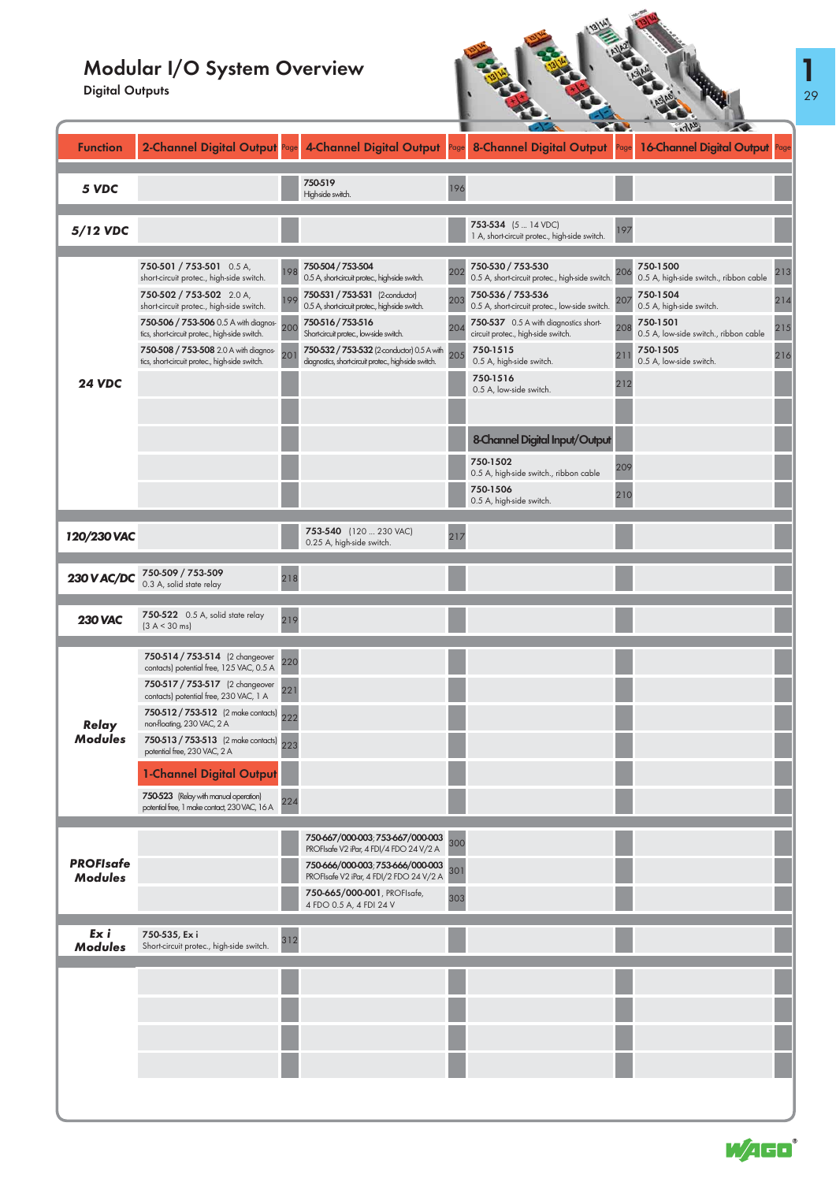# Modular I/O System Overview

## Digital Outputs

| Function | 2-Channel Digital Output | Page | 4-Channel Digital Output | Page | 8-Channel Digital Output | Page | 16-Channel Digital Output | Page |
|---|---|---|---|---|---|---|---|---|
| **5 VDC** | | | **750-519** High-side switch. | 196 | | | | |
| **5/12 VDC** | | | | | **753-534** (5 ... 14 VDC) 1 A, short-circuit protec., high-side switch. | 197 | | |
| **24 VDC** | **750-501 / 753-501** 0.5 A, short-circuit protec., high-side switch. | 198 | **750-504 / 753-504** 0.5 A, short-circuit protec., high-side switch. | 202 | **750-530 / 753-530** 0.5 A, short-circuit protec., high-side switch. | 206 | **750-1500** 0.5 A, high-side switch., ribbon cable | 213 |
| | **750-502 / 753-502** 2.0 A, short-circuit protec., high-side switch. | 199 | **750-531 / 753-531** (2-conductor) 0.5 A, short-circuit protec., high-side switch. | 203 | **750-536 / 753-536** 0.5 A, short-circuit protec., low-side switch. | 207 | **750-1504** 0.5 A, high-side switch. | 214 |
| | **750-506 / 753-506** 0.5 A with diagnostics, short-circuit protec., high-side switch. | 200 | **750-516 / 753-516** Short-circuit protec., low-side switch. | 204 | **750-537** 0.5 A with diagnostics short-circuit protec., high-side switch. | 208 | **750-1501** 0.5 A, low-side switch., ribbon cable | 215 |
| | **750-508 / 753-508** 2.0 A with diagnostics, short-circuit protec., high-side switch. | 201 | **750-532 / 753-532** (2-conductor) 0.5 A with diagnostics, short-circuit protec., high-side switch. | 205 | **750-1515** 0.5 A, high-side switch. | 211 | **750-1505** 0.5 A, low-side switch. | 216 |
| | | | | | **750-1516** 0.5 A, low-side switch. | 212 | | |
| | | | | | | | | |
| | | | | | **8-Channel Digital Input/Output** | | | |
| | | | | | **750-1502** 0.5 A, high-side switch., ribbon cable | 209 | | |
| | | | | | **750-1506** 0.5 A, high-side switch. | 210 | | |
| **120/230 VAC** | | | **753-540** (120 ... 230 VAC) 0.25 A, high-side switch. | 217 | | | | |
| **230 V AC/DC** | **750-509 / 753-509** 0.3 A, solid state relay | 218 | | | | | | |
| **230 VAC** | **750-522** 0.5 A, solid state relay (3 A < 30 ms) | 219 | | | | | | |
| **Relay Modules** | **750-514 / 753-514** (2 changeover contacts) potential free, 125 VAC, 0.5 A | 220 | | | | | | |
| | **750-517 / 753-517** (2 changeover contacts) potential free, 230 VAC, 1 A | 221 | | | | | | |
| | **750-512 / 753-512** (2 make contacts) non-floating, 230 VAC, 2 A | 222 | | | | | | |
| | **750-513 / 753-513** (2 make contacts) potential free, 230 VAC, 2 A | 223 | | | | | | |
| | **1-Channel Digital Output** | | | | | | | |
| | **750-523** (Relay with manual operation) potential free, 1 make contact, 230 VAC, 16 A | 224 | | | | | | |
| **PROFIsafe Modules** | | | **750-667/000-003; 753-667/000-003** PROFIsafe V2 iPar, 4 FDI/4 FDO 24 V/2 A | 300 | | | | |
| | | | **750-666/000-003; 753-666/000-003** PROFIsafe V2 iPar, 4 FDI/2 FDO 24 V/2 A | 301 | | | | |
| | | | **750-665/000-001**, PROFIsafe, 4 FDO 0.5 A, 4 FDI 24 V | 303 | | | | |
| **Ex i Modules** | **750-535, Ex i** Short-circuit protec., high-side switch. | 312 | | | | | | |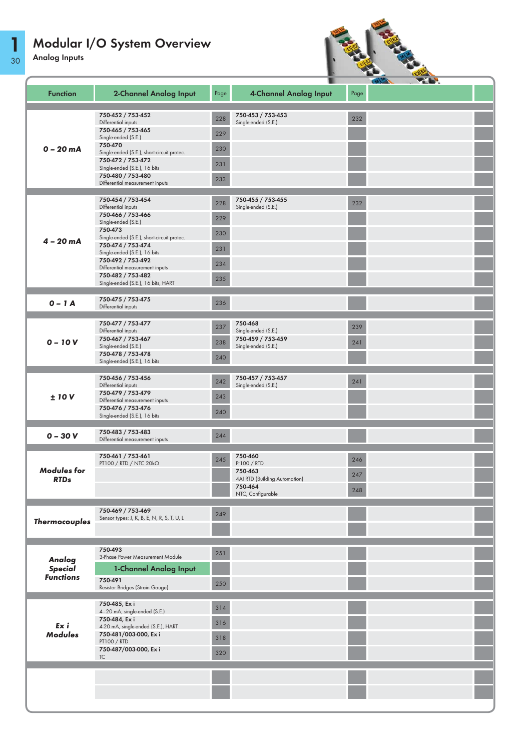# Modular I/O System Overview

## Analog Inputs

| Function | 2-Channel Analog Input | Page | 4-Channel Analog Input | Page |
|---|---|---|---|---|
| **0 – 20 mA** | **750-452 / 753-452** Differential inputs | 228 | **750-453 / 753-453** Single-ended (S.E.) | 232 |
| | **750-465 / 753-465** Single-ended (S.E.) | 229 | | |
| | **750-470** Single-ended (S.E.), short-circuit protec. | 230 | | |
| | **750-472 / 753-472** Single-ended (S.E.), 16 bits | 231 | | |
| | **750-480 / 753-480** Differential measurement inputs | 233 | | |
| **4 – 20 mA** | **750-454 / 753-454** Differential inputs | 228 | **750-455 / 753-455** Single-ended (S.E.) | 232 |
| | **750-466 / 753-466** Single-ended (S.E.) | 229 | | |
| | **750-473** Single-ended (S.E.), short-circuit protec. | 230 | | |
| | **750-474 / 753-474** Single-ended (S.E.), 16 bits | 231 | | |
| | **750-492 / 753-492** Differential measurement inputs | 234 | | |
| | **750-482 / 753-482** Single-ended (S.E.), 16 bits, HART | 235 | | |
| **0 – 1 A** | **750-475 / 753-475** Differential inputs | 236 | | |
| **0 – 10 V** | **750-477 / 753-477** Differential inputs | 237 | **750-468** Single-ended (S.E.) | 239 |
| | **750-467 / 753-467** Single-ended (S.E.) | 238 | **750-459 / 753-459** Single-ended (S.E.) | 241 |
| | **750-478 / 753-478** Single-ended (S.E.), 16 bits | 240 | | |
| **± 10 V** | **750-456 / 753-456** Differential inputs | 242 | **750-457 / 753-457** Single-ended (S.E.) | 241 |
| | **750-479 / 753-479** Differential measurement inputs | 243 | | |
| | **750-476 / 753-476** Single-ended (S.E.), 16 bits | 240 | | |
| **0 – 30 V** | **750-483 / 753-483** Differential measurement inputs | 244 | | |
| **Modules for RTDs** | **750-461 / 753-461** PT100 / RTD / NTC 20kΩ | 245 | **750-460** Pt100 / RTD | 246 |
| | | | **750-463** 4AI RTD (Building Automation) | 247 |
| | | | **750-464** NTC, Configurable | 248 |
| **Thermocouples** | **750-469 / 753-469** Sensor types: J, K, B, E, N, R, S, T, U, L | 249 | | |
| **Analog Special Functions** | **750-493** 3-Phase Power Measurement Module | 251 | | |
| | **1-Channel Analog Input** | | | |
| | **750-491** Resistor Bridges (Strain Gauge) | 250 | | |
| **Ex i Modules** | **750-485, Ex i** 4–20 mA, single-ended (S.E.) | 314 | | |
| | **750-484, Ex i** 4-20 mA, single-ended (S.E.), HART | 316 | | |
| | **750-481/003-000, Ex i** PT100 / RTD | 318 | | |
| | **750-487/003-000, Ex i** TC | 320 | | |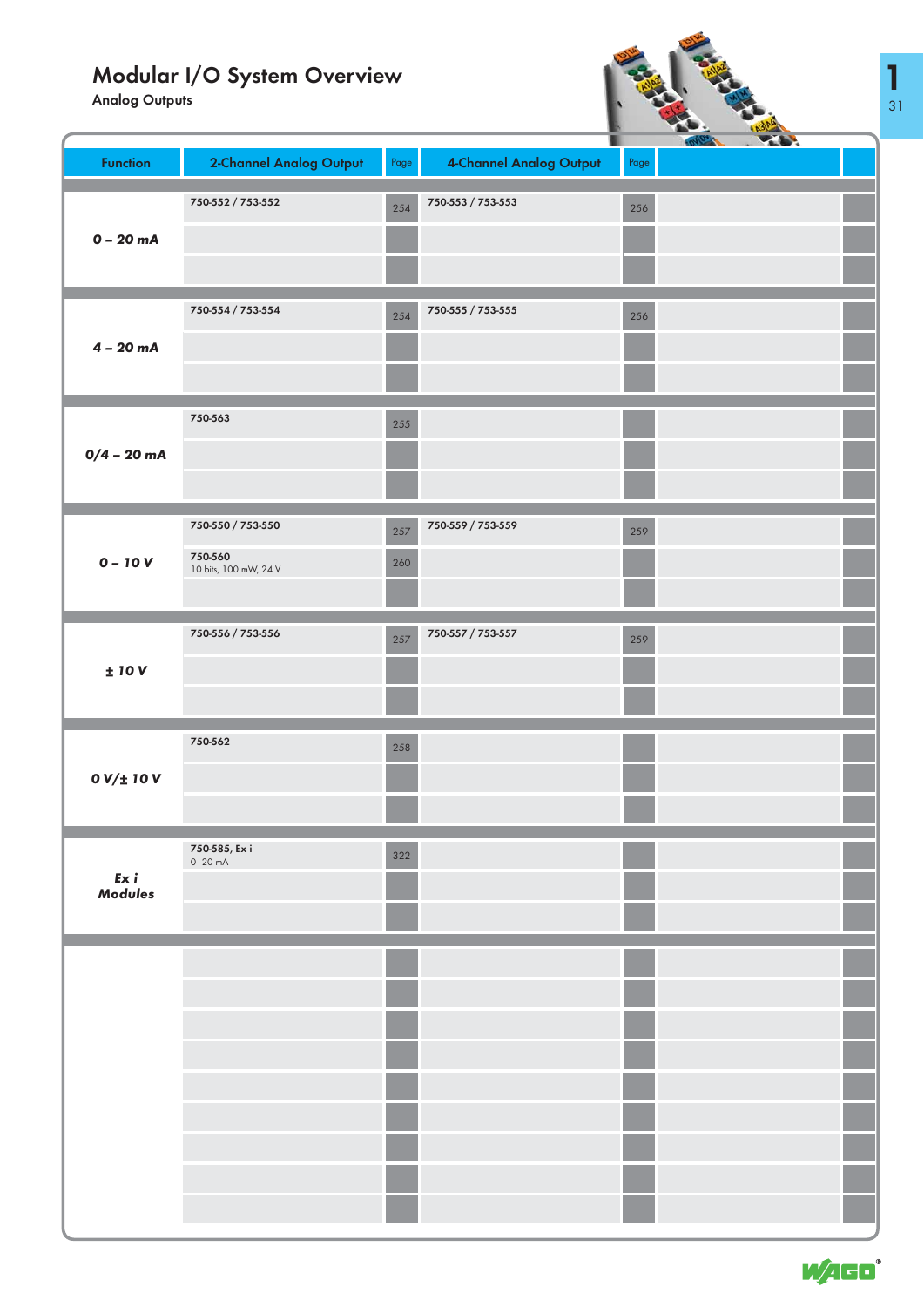# Modular I/O System Overview

Analog Outputs

| Function | 2-Channel Analog Output | Page | 4-Channel Analog Output | Page | |
|---|---|---|---|---|---|
| **0 – 20 mA** | 750-552 / 753-552 | 254 | 750-553 / 753-553 | 256 | |
| **4 – 20 mA** | 750-554 / 753-554 | 254 | 750-555 / 753-555 | 256 | |
| **0/4 – 20 mA** | 750-563 | 255 | | | |
| **0 – 10 V** | 750-550 / 753-550 | 257 | 750-559 / 753-559 | 259 | |
| | 750-560 10 bits, 100 mW, 24 V | 260 | | | |
| **± 10 V** | 750-556 / 753-556 | 257 | 750-557 / 753-557 | 259 | |
| **0 V/± 10 V** | 750-562 | 258 | | | |
| ***Ex i Modules*** | 750-585, Ex i 0–20 mA | 322 | | | |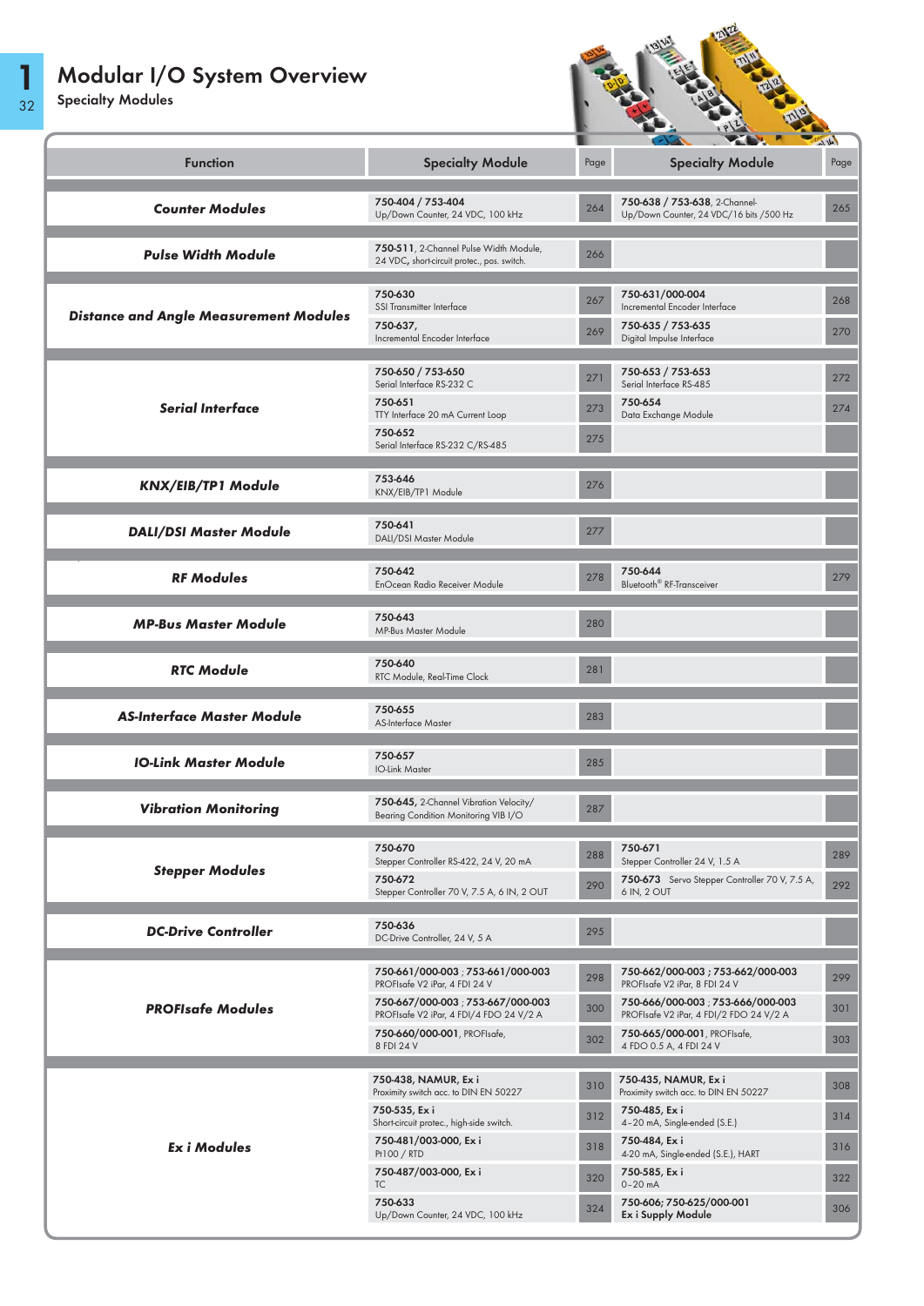# Modular I/O System Overview

## Specialty Modules

| Function | Specialty Module | Page | Specialty Module | Page |
|---|---|---|---|---|
| **Counter Modules** | **750-404 / 753-404** Up/Down Counter, 24 VDC, 100 kHz | 264 | **750-638 / 753-638**, 2-Channel-Up/Down Counter, 24 VDC/16 bits /500 Hz | 265 |
| **Pulse Width Module** | **750-511**, 2-Channel Pulse Width Module, 24 VDC, short-circuit protec., pos. switch. | 266 | | |
| **Distance and Angle Measurement Modules** | **750-630** SSI Transmitter Interface | 267 | **750-631/000-004** Incremental Encoder Interface | 268 |
| | **750-637**, Incremental Encoder Interface | 269 | **750-635 / 753-635** Digital Impulse Interface | 270 |
| **Serial Interface** | **750-650 / 753-650** Serial Interface RS-232 C | 271 | **750-653 / 753-653** Serial Interface RS-485 | 272 |
| | **750-651** TTY Interface 20 mA Current Loop | 273 | **750-654** Data Exchange Module | 274 |
| | **750-652** Serial Interface RS-232 C/RS-485 | 275 | | |
| **KNX/EIB/TP1 Module** | **753-646** KNX/EIB/TP1 Module | 276 | | |
| **DALI/DSI Master Module** | **750-641** DALI/DSI Master Module | 277 | | |
| **RF Modules** | **750-642** EnOcean Radio Receiver Module | 278 | **750-644** Bluetooth® RF-Transceiver | 279 |
| **MP-Bus Master Module** | **750-643** MP-Bus Master Module | 280 | | |
| **RTC Module** | **750-640** RTC Module, Real-Time Clock | 281 | | |
| **AS-Interface Master Module** | **750-655** AS-Interface Master | 283 | | |
| **IO-Link Master Module** | **750-657** IO-Link Master | 285 | | |
| **Vibration Monitoring** | **750-645**, 2-Channel Vibration Velocity/ Bearing Condition Monitoring VIB I/O | 287 | | |
| **Stepper Modules** | **750-670** Stepper Controller RS-422, 24 V, 20 mA | 288 | **750-671** Stepper Controller 24 V, 1.5 A | 289 |
| | **750-672** Stepper Controller 70 V, 7.5 A, 6 IN, 2 OUT | 290 | **750-673** Servo Stepper Controller 70 V, 7.5 A, 6 IN, 2 OUT | 292 |
| **DC-Drive Controller** | **750-636** DC-Drive Controller, 24 V, 5 A | 295 | | |
| **PROFIsafe Modules** | **750-661/000-003 ; 753-661/000-003** PROFIsafe V2 iPar, 4 FDI 24 V | 298 | **750-662/000-003 ; 753-662/000-003** PROFIsafe V2 iPar, 8 FDI 24 V | 299 |
| | **750-667/000-003 ; 753-667/000-003** PROFIsafe V2 iPar, 4 FDI/4 FDO 24 V/2 A | 300 | **750-666/000-003 ; 753-666/000-003** PROFIsafe V2 iPar, 4 FDI/2 FDO 24 V/2 A | 301 |
| | **750-660/000-001**, PROFIsafe, 8 FDI 24 V | 302 | **750-665/000-001**, PROFIsafe, 4 FDO 0.5 A, 4 FDI 24 V | 303 |
| **Ex i Modules** | **750-438, NAMUR, Ex i** Proximity switch acc. to DIN EN 50227 | 310 | **750-435, NAMUR, Ex i** Proximity switch acc. to DIN EN 50227 | 308 |
| | **750-535, Ex i** Short-circuit protec., high-side switch. | 312 | **750-485, Ex i** 4–20 mA, Single-ended (S.E.) | 314 |
| | **750-481/003-000, Ex i** Pt100 / RTD | 318 | **750-484, Ex i** 4-20 mA, Single-ended (S.E.), HART | 316 |
| | **750-487/003-000, Ex i** TC | 320 | **750-585, Ex i** 0–20 mA | 322 |
| | **750-633** Up/Down Counter, 24 VDC, 100 kHz | 324 | **750-606; 750-625/000-001** **Ex i Supply Module** | 306 |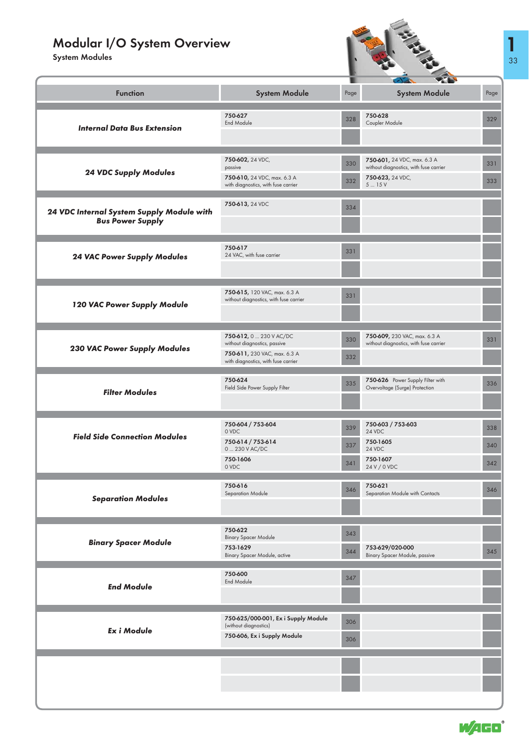# Modular I/O System Overview

System Modules

| Function | System Module | Page | System Module | Page |
|---|---|---|---|---|
| **Internal Data Bus Extension** | **750-627** End Module | 328 | **750-628** Coupler Module | 329 |
| **24 VDC Supply Modules** | **750-602,** 24 VDC, passive | 330 | **750-601,** 24 VDC, max. 6.3 A without diagnostics, with fuse carrier | 331 |
| | **750-610,** 24 VDC, max. 6.3 A with diagnostics, with fuse carrier | 332 | **750-623,** 24 VDC, 5 ... 15 V | 333 |
| **24 VDC Internal System Supply Module with Bus Power Supply** | **750-613,** 24 VDC | 334 | | |
| **24 VAC Power Supply Modules** | **750-617** 24 VAC, with fuse carrier | 331 | | |
| **120 VAC Power Supply Module** | **750-615,** 120 VAC, max. 6.3 A without diagnostics, with fuse carrier | 331 | | |
| **230 VAC Power Supply Modules** | **750-612,** 0 ... 230 V AC/DC without diagnostics, passive | 330 | **750-609,** 230 VAC, max. 6.3 A without diagnostics, with fuse carrier | 331 |
| | **750-611,** 230 VAC, max. 6.3 A with diagnostics, with fuse carrier | 332 | | |
| **Filter Modules** | **750-624** Field Side Power Supply Filter | 335 | **750-626** Power Supply Filter with Overvoltage (Surge) Protection | 336 |
| **Field Side Connection Modules** | **750-604 / 753-604** 0 VDC | 339 | **750-603 / 753-603** 24 VDC | 338 |
| | **750-614 / 753-614** 0 ... 230 V AC/DC | 337 | **750-1605** 24 VDC | 340 |
| | **750-1606** 0 VDC | 341 | **750-1607** 24 V / 0 VDC | 342 |
| **Separation Modules** | **750-616** Separation Module | 346 | **750-621** Separation Module with Contacts | 346 |
| **Binary Spacer Module** | **750-622** Binary Spacer Module | 343 | | |
| | **753-1629** Binary Spacer Module, active | 344 | **753-629/020-000** Binary Spacer Module, passive | 345 |
| **End Module** | **750-600** End Module | 347 | | |
| **Ex i Module** | **750-625/000-001, Ex i Supply Module** (without diagnostics) | 306 | | |
| | **750-606, Ex i Supply Module** | 306 | | |